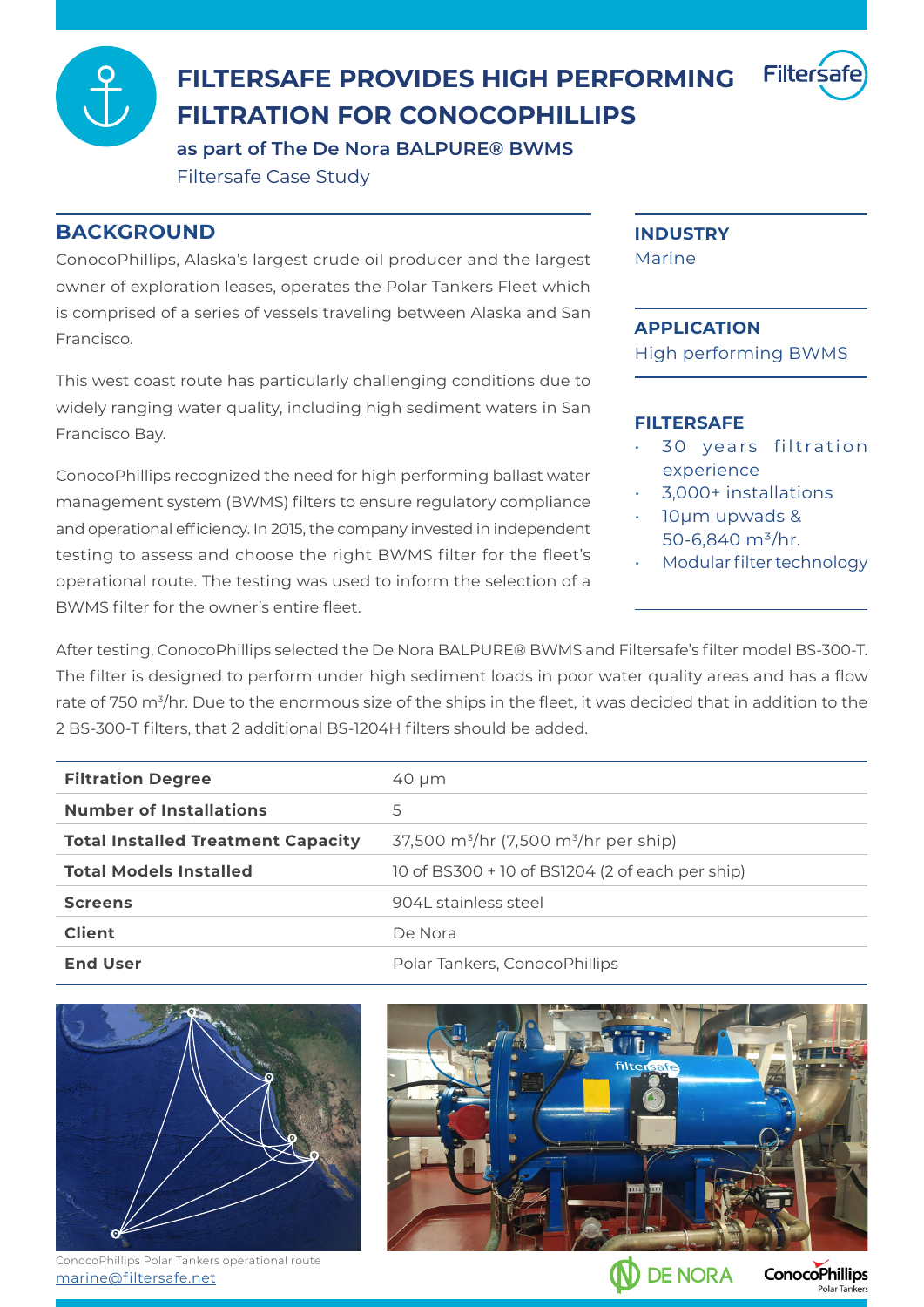# FILTERSAFE PROVIDES HIGH PERFORMING FILTRATION FOR CONOCOPHILLIPS

### as part of The De Nora BALPURE® BWMS

Filtersafe Case Study

## BACKGROUND

ConocoPhillips, Alaska's largest crude oil producer and the largest owner of exploration leases, operates the Polar Tankers Fleet which is comprised of a series of vessels traveling between Alaska and San Francisco.

This west coast route has particularly challenging conditions due to widely ranging water quality, including high sediment waters in San Francisco Bay.

ConocoPhillips recognized the need for high performing ballast water management system (BWMS) filters to ensure regulatory compliance and operational efficiency. In 2015, the company invested in independent testing to assess and choose the right BWMS filter for the fleet's operational route. The testing was used to inform the selection of a BWMS filter for the owner's entire fleet.

**INDUSTRY**

Marine

**APPLICATION**

High performing BWMS

**FILTERSAFE**

- 30 years filtration experience
- 3,000+ installations
- 10μm upwards & 50-6,840 m³/hr.
- Modular filter technology

After testing, ConocoPhillips selected the De Nora BALPURE® BWMS and Filtersafe's filter model BS-300-T. The filter is designed to perform under high sediment loads in poor water quality areas and has a flow rate of 750 m³/hr. Due to the enormous size of the ships in the fleet, it was decided that in addition to the 2 BS-300-T filters, that 2 additional BS-1204H filters should be added.

| | |
|---|---|
| **Filtration Degree** | 40 μm |
| **Number of Installations** | 5 |
| **Total Installed Treatment Capacity** | 37,500 m³/hr (7,500 m³/hr per ship) |
| **Total Models Installed** | 10 of BS300 + 10 of BS1204 (2 of each per ship) |
| **Screens** | 904L stainless steel |
| **Client** | De Nora |
| **End User** | Polar Tankers, ConocoPhillips |

ConocoPhillips Polar Tankers operational route

marine@filtersafe.net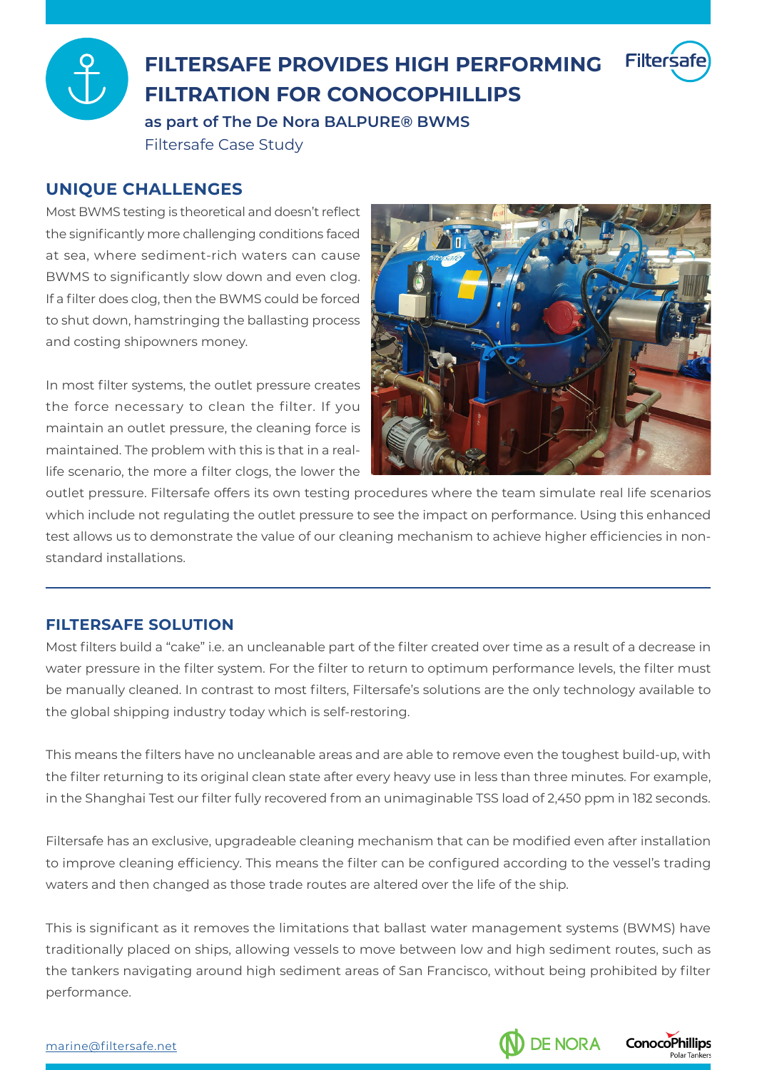# FILTERSAFE PROVIDES HIGH PERFORMING FILTRATION FOR CONOCOPHILLIPS

### as part of The De Nora BALPURE® BWMS

Filtersafe Case Study

## UNIQUE CHALLENGES

Most BWMS testing is theoretical and doesn't reflect the significantly more challenging conditions faced at sea, where sediment-rich waters can cause BWMS to significantly slow down and even clog. If a filter does clog, then the BWMS could be forced to shut down, hamstringing the ballasting process and costing shipowners money.

In most filter systems, the outlet pressure creates the force necessary to clean the filter. If you maintain an outlet pressure, the cleaning force is maintained. The problem with this is that in a real-life scenario, the more a filter clogs, the lower the outlet pressure. Filtersafe offers its own testing procedures where the team simulate real life scenarios which include not regulating the outlet pressure to see the impact on performance. Using this enhanced test allows us to demonstrate the value of our cleaning mechanism to achieve higher efficiencies in non-standard installations.

## FILTERSAFE SOLUTION

Most filters build a "cake" i.e. an uncleanable part of the filter created over time as a result of a decrease in water pressure in the filter system. For the filter to return to optimum performance levels, the filter must be manually cleaned. In contrast to most filters, Filtersafe's solutions are the only technology available to the global shipping industry today which is self-restoring.

This means the filters have no uncleanable areas and are able to remove even the toughest build-up, with the filter returning to its original clean state after every heavy use in less than three minutes. For example, in the Shanghai Test our filter fully recovered from an unimaginable TSS load of 2,450 ppm in 182 seconds.

Filtersafe has an exclusive, upgradeable cleaning mechanism that can be modified even after installation to improve cleaning efficiency. This means the filter can be configured according to the vessel's trading waters and then changed as those trade routes are altered over the life of the ship.

This is significant as it removes the limitations that ballast water management systems (BWMS) have traditionally placed on ships, allowing vessels to move between low and high sediment routes, such as the tankers navigating around high sediment areas of San Francisco, without being prohibited by filter performance.

marine@filtersafe.net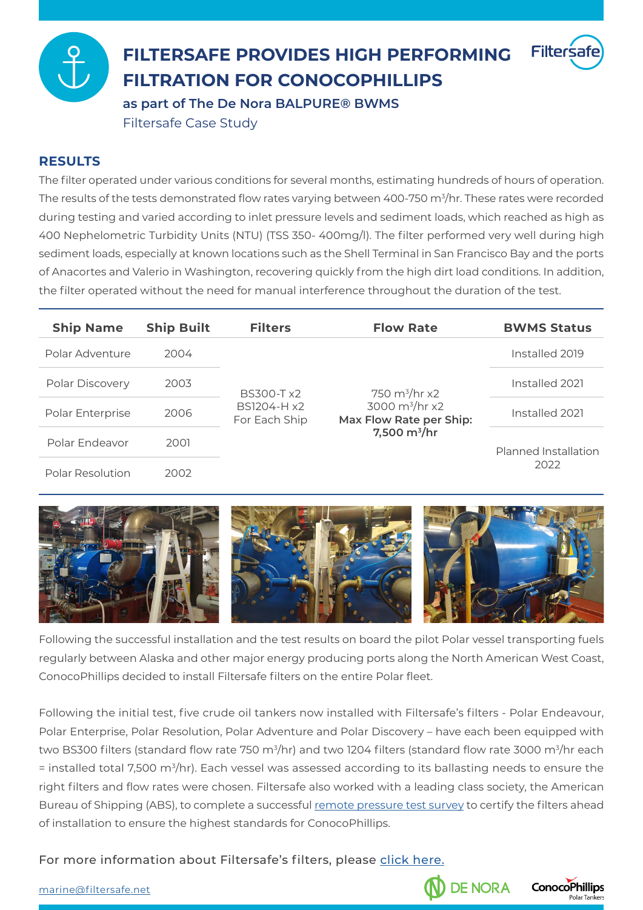# FILTERSAFE PROVIDES HIGH PERFORMING FILTRATION FOR CONOCOPHILLIPS

### as part of The De Nora BALPURE® BWMS

Filtersafe Case Study

## RESULTS

The filter operated under various conditions for several months, estimating hundreds of hours of operation. The results of the tests demonstrated flow rates varying between 400-750 $m^3$/hr. These rates were recorded during testing and varied according to inlet pressure levels and sediment loads, which reached as high as 400 Nephelometric Turbidity Units (NTU) (TSS 350- 400mg/l). The filter performed very well during high sediment loads, especially at known locations such as the Shell Terminal in San Francisco Bay and the ports of Anacortes and Valerio in Washington, recovering quickly from the high dirt load conditions. In addition, the filter operated without the need for manual interference throughout the duration of the test.

| Ship Name | Ship Built | Filters | Flow Rate | BWMS Status |
|---|---|---|---|---|
| Polar Adventure | 2004 | BS300-T x2<br>BS1204-H x2<br>For Each Ship | 750 $m^3$/hr x2<br>3000 $m^3$/hr x2<br>**Max Flow Rate per Ship: 7,500 $m^3$/hr** | Installed 2019 |
| Polar Discovery | 2003 | | | Installed 2021 |
| Polar Enterprise | 2006 | | | Installed 2021 |
| Polar Endeavor | 2001 | | | Planned Installation 2022 |
| Polar Resolution | 2002 | | | |

Following the successful installation and the test results on board the pilot Polar vessel transporting fuels regularly between Alaska and other major energy producing ports along the North American West Coast, ConocoPhillips decided to install Filtersafe filters on the entire Polar fleet.

Following the initial test, five crude oil tankers now installed with Filtersafe's filters - Polar Endeavour, Polar Enterprise, Polar Resolution, Polar Adventure and Polar Discovery – have each been equipped with two BS300 filters (standard flow rate 750 $m^3$/hr) and two 1204 filters (standard flow rate 3000 $m^3$/hr each = installed total 7,500 $m^3$/hr). Each vessel was assessed according to its ballasting needs to ensure the right filters and flow rates were chosen. Filtersafe also worked with a leading class society, the American Bureau of Shipping (ABS), to complete a successful remote pressure test survey to certify the filters ahead of installation to ensure the highest standards for ConocoPhillips.

For more information about Filtersafe's filters, please click here.

marine@filtersafe.net